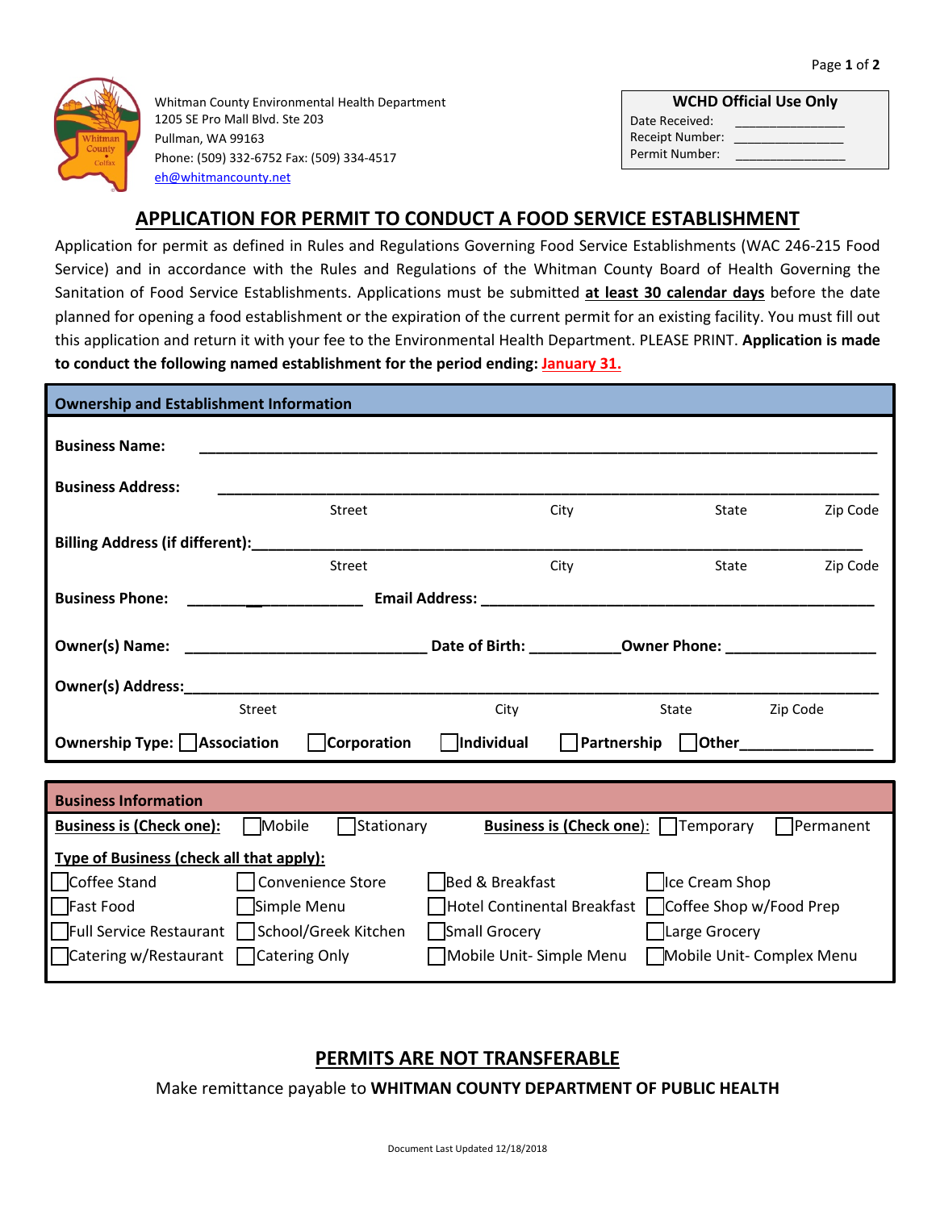Whitman County Environmental Health Department
1205 SE Pro Mall Blvd. Ste 203
Pullman, WA 99163
Phone: (509) 332-6752 Fax: (509) 334-4517
eh@whitmancounty.net

| WCHD Official Use Only | |
|---|---|
| Date Received: | _______________ |
| Receipt Number: | _______________ |
| Permit Number: | _______________ |

# APPLICATION FOR PERMIT TO CONDUCT A FOOD SERVICE ESTABLISHMENT

Application for permit as defined in Rules and Regulations Governing Food Service Establishments (WAC 246-215 Food Service) and in accordance with the Rules and Regulations of the Whitman County Board of Health Governing the Sanitation of Food Service Establishments. Applications must be submitted **at least 30 calendar days** before the date planned for opening a food establishment or the expiration of the current permit for an existing facility. You must fill out this application and return it with your fee to the Environmental Health Department. PLEASE PRINT. **Application is made to conduct the following named establishment for the period ending: January 31.**

## Ownership and Establishment Information

**Business Name:** ________________________________________________________________

**Business Address:** ________________________________________________________________
Street City State Zip Code

**Billing Address (if different):**________________________________________________________
Street City State Zip Code

**Business Phone:** ____________________ **Email Address:** ____________________________________

**Owner(s) Name:** ____________________________ **Date of Birth:** __________ **Owner Phone:** _________________

**Owner(s) Address:**_____________________________________________________________________
Street City State Zip Code

**Ownership Type:** ☐ **Association** ☐ **Corporation** ☐ **Individual** ☐ **Partnership** ☐ **Other**_______________

## Business Information

**Business is (Check one):** ☐ Mobile ☐ Stationary **Business is (Check one):** ☐ Temporary ☐ Permanent

**Type of Business (check all that apply):**

| | | | |
|---|---|---|---|
| ☐ Coffee Stand | ☐ Convenience Store | ☐ Bed & Breakfast | ☐ Ice Cream Shop |
| ☐ Fast Food | ☐ Simple Menu | ☐ Hotel Continental Breakfast | ☐ Coffee Shop w/Food Prep |
| ☐ Full Service Restaurant | ☐ School/Greek Kitchen | ☐ Small Grocery | ☐ Large Grocery |
| ☐ Catering w/Restaurant | ☐ Catering Only | ☐ Mobile Unit- Simple Menu | ☐ Mobile Unit- Complex Menu |

## PERMITS ARE NOT TRANSFERABLE

Make remittance payable to **WHITMAN COUNTY DEPARTMENT OF PUBLIC HEALTH**

Document Last Updated 12/18/2018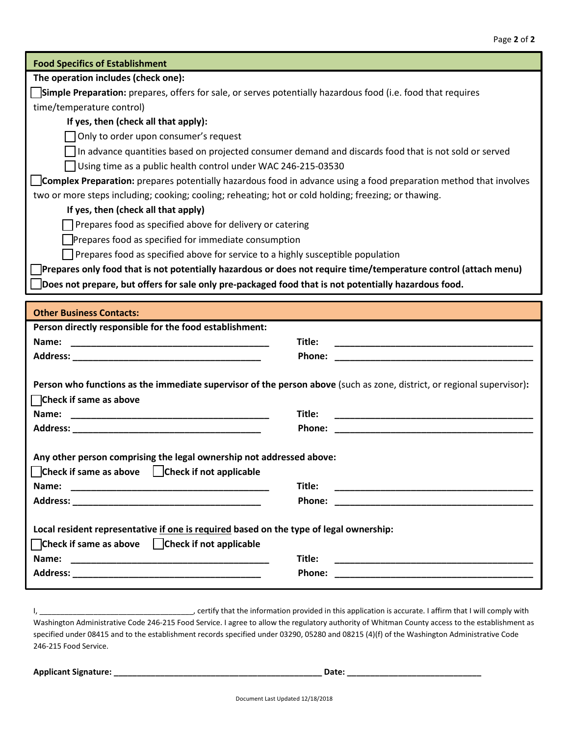## Food Specifics of Establishment

**The operation includes (check one):**

☐ **Simple Preparation:** prepares, offers for sale, or serves potentially hazardous food (i.e. food that requires time/temperature control)

**If yes, then (check all that apply):**

- ☐ Only to order upon consumer's request
- ☐ In advance quantities based on projected consumer demand and discards food that is not sold or served
- ☐ Using time as a public health control under WAC 246-215-03530

☐ **Complex Preparation:** prepares potentially hazardous food in advance using a food preparation method that involves two or more steps including; cooking; cooling; reheating; hot or cold holding; freezing; or thawing.

**If yes, then (check all that apply)**

- ☐ Prepares food as specified above for delivery or catering
- ☐ Prepares food as specified for immediate consumption
- ☐ Prepares food as specified above for service to a highly susceptible population

☐ **Prepares only food that is not potentially hazardous or does not require time/temperature control (attach menu)**

☐ **Does not prepare, but offers for sale only pre-packaged food that is not potentially hazardous food.**

## Other Business Contacts:

**Person directly responsible for the food establishment:**

**Name:** ________________________________________ **Title:** ________________________________________

**Address:** ______________________________________ **Phone:** ________________________________________

**Person who functions as the immediate supervisor of the person above** (such as zone, district, or regional supervisor)**:**

☐ **Check if same as above**

**Name:** ________________________________________ **Title:** ________________________________________

**Address:** ______________________________________ **Phone:** ________________________________________

**Any other person comprising the legal ownership not addressed above:**

☐ **Check if same as above** ☐ **Check if not applicable**

**Name:** ________________________________________ **Title:** ________________________________________

**Address:** ______________________________________ **Phone:** ________________________________________

**Local resident representative if one is required based on the type of legal ownership:**

☐ **Check if same as above** ☐ **Check if not applicable**

**Name:** ________________________________________ **Title:** ________________________________________

**Address:** ______________________________________ **Phone:** ________________________________________

I, ____________________________________, certify that the information provided in this application is accurate. I affirm that I will comply with Washington Administrative Code 246-215 Food Service. I agree to allow the regulatory authority of Whitman County access to the establishment as specified under 08415 and to the establishment records specified under 03290, 05280 and 08215 (4)(f) of the Washington Administrative Code 246-215 Food Service.

**Applicant Signature:** ______________________________________________ **Date:** ____________________________

Document Last Updated 12/18/2018